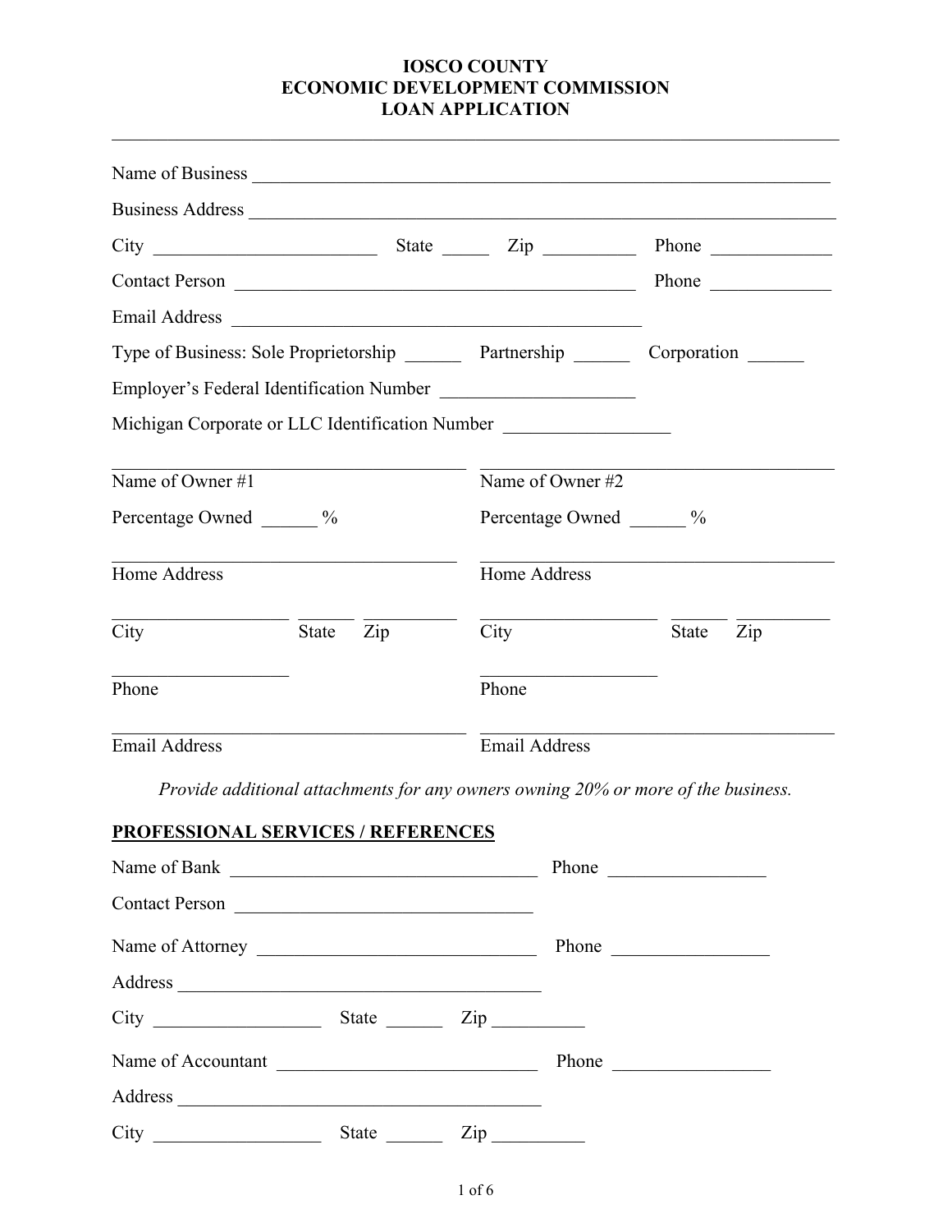# IOSCO COUNTY
# ECONOMIC DEVELOPMENT COMMISSION
# LOAN APPLICATION

---

Name of Business ______________________________________________________________

Business Address ______________________________________________________________

City ________________________ State _____ Zip __________ Phone _____________

Contact Person _____________________________________________ Phone _____________

Email Address _____________________________________________

Type of Business: Sole Proprietorship ______ Partnership ______ Corporation ______

Employer's Federal Identification Number ____________________

Michigan Corporate or LLC Identification Number _________________

| | |
|---|---|
| Name of Owner #1 | Name of Owner #2 |
| Percentage Owned ______ % | Percentage Owned ______ % |
| Home Address | Home Address |
| City State Zip | City State Zip |
| Phone | Phone |
| Email Address | Email Address |

*Provide additional attachments for any owners owning 20% or more of the business.*

## PROFESSIONAL SERVICES / REFERENCES

Name of Bank __________________________________ Phone _________________

Contact Person _________________________________

Name of Attorney _______________________________ Phone _________________

Address ________________________________________

City __________________ State ______ Zip _________

Name of Accountant _____________________________ Phone _________________

Address ________________________________________

City __________________ State ______ Zip _________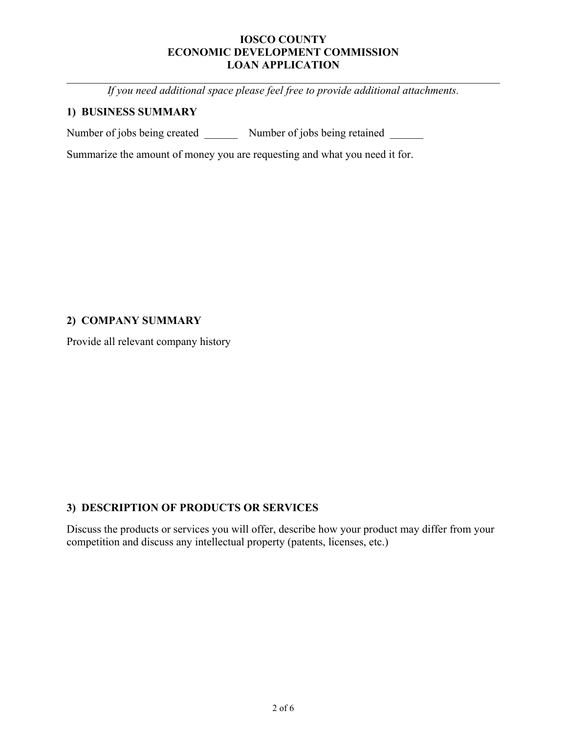**IOSCO COUNTY**
**ECONOMIC DEVELOPMENT COMMISSION**
**LOAN APPLICATION**

---

*If you need additional space please feel free to provide additional attachments.*

## 1) BUSINESS SUMMARY

Number of jobs being created ______ Number of jobs being retained ______

Summarize the amount of money you are requesting and what you need it for.

## 2) COMPANY SUMMARY

Provide all relevant company history

## 3) DESCRIPTION OF PRODUCTS OR SERVICES

Discuss the products or services you will offer, describe how your product may differ from your competition and discuss any intellectual property (patents, licenses, etc.)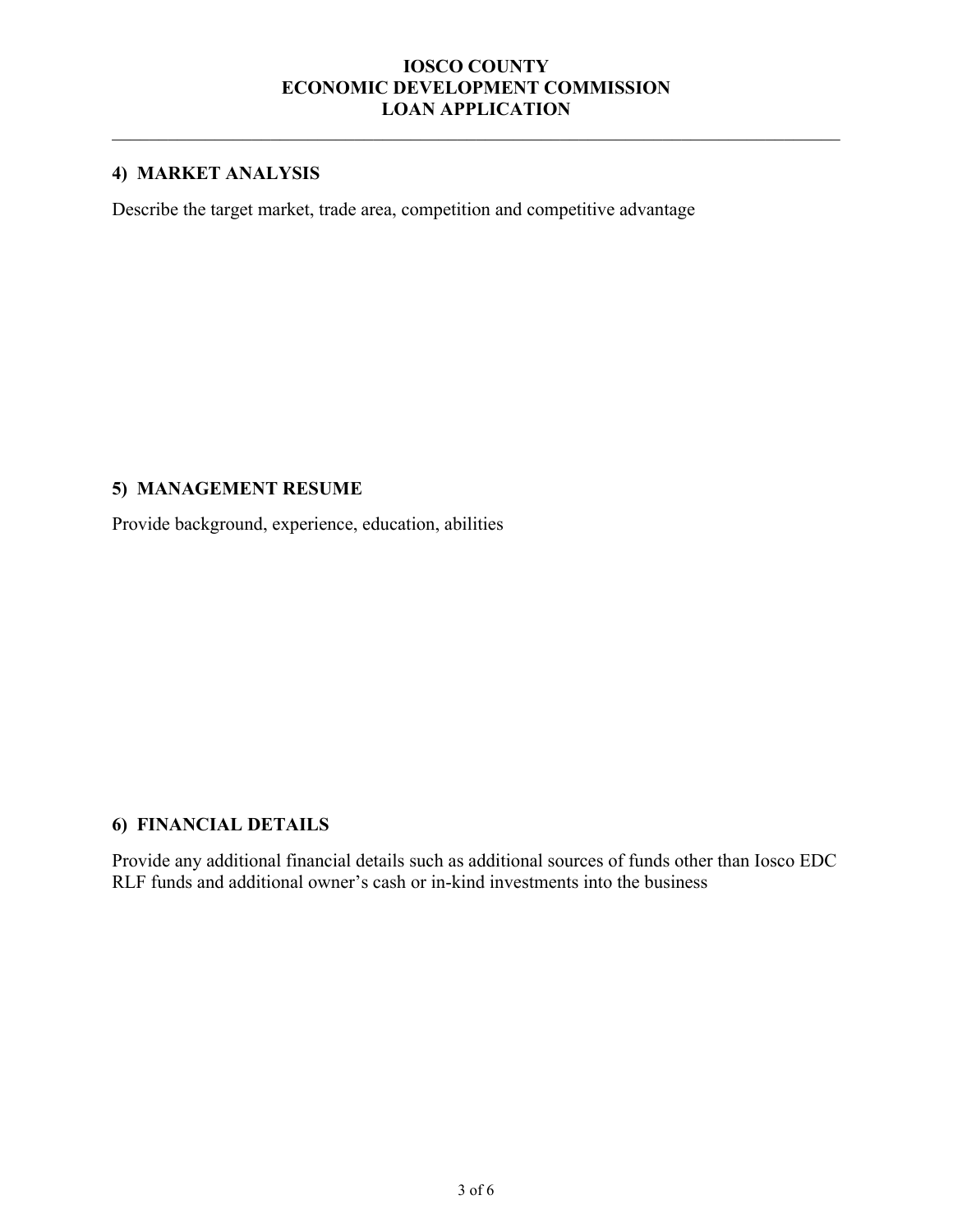# IOSCO COUNTY ECONOMIC DEVELOPMENT COMMISSION LOAN APPLICATION

## 4) MARKET ANALYSIS

Describe the target market, trade area, competition and competitive advantage

## 5) MANAGEMENT RESUME

Provide background, experience, education, abilities

## 6) FINANCIAL DETAILS

Provide any additional financial details such as additional sources of funds other than Iosco EDC RLF funds and additional owner's cash or in-kind investments into the business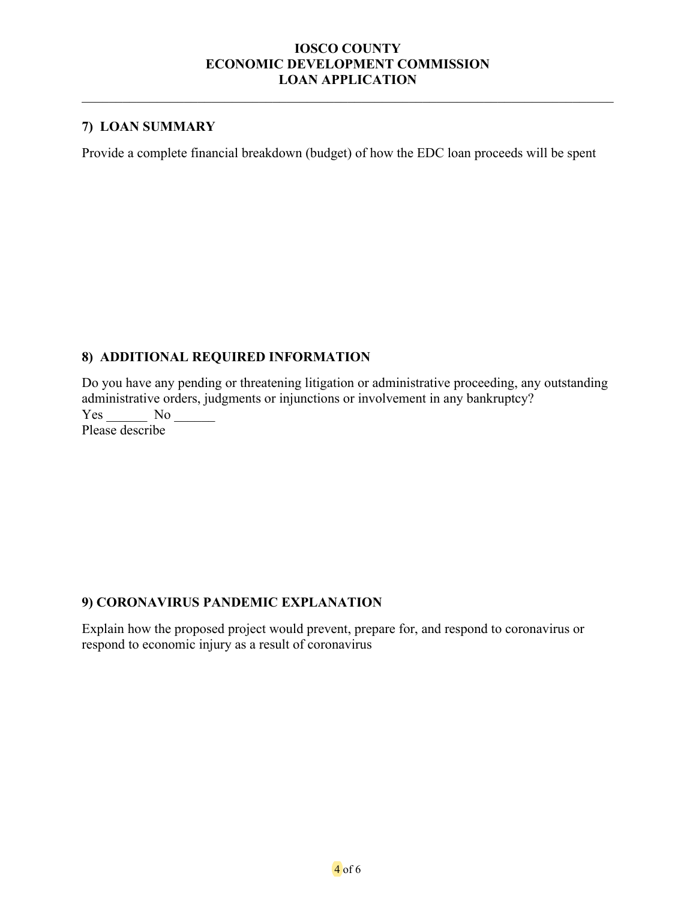**IOSCO COUNTY**
**ECONOMIC DEVELOPMENT COMMISSION**
**LOAN APPLICATION**

---

## 7) LOAN SUMMARY

Provide a complete financial breakdown (budget) of how the EDC loan proceeds will be spent

## 8) ADDITIONAL REQUIRED INFORMATION

Do you have any pending or threatening litigation or administrative proceeding, any outstanding administrative orders, judgments or injunctions or involvement in any bankruptcy?

Yes ______ No ______

Please describe

## 9) CORONAVIRUS PANDEMIC EXPLANATION

Explain how the proposed project would prevent, prepare for, and respond to coronavirus or respond to economic injury as a result of coronavirus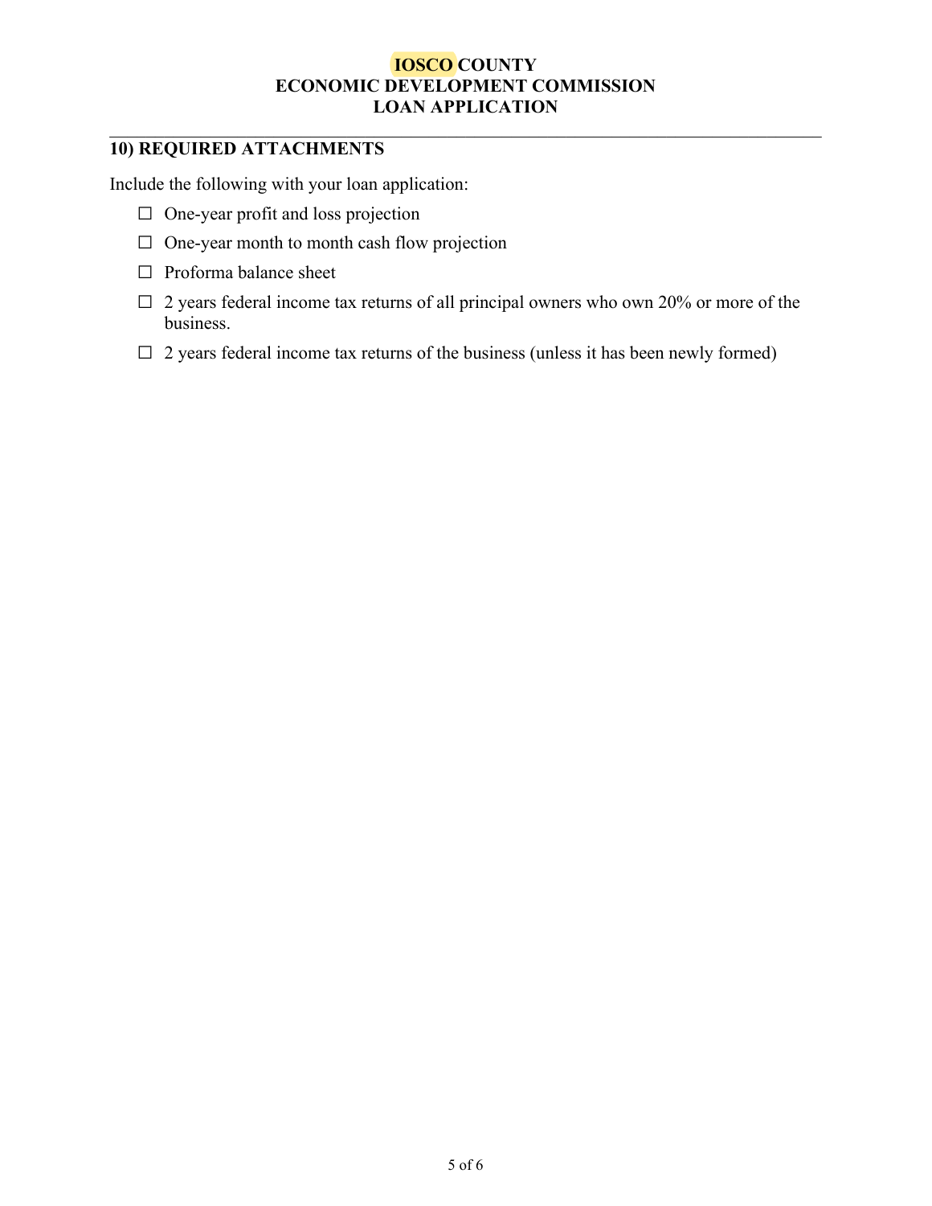## 10) REQUIRED ATTACHMENTS

Include the following with your loan application:

- ☐ One-year profit and loss projection
- ☐ One-year month to month cash flow projection
- ☐ Proforma balance sheet
- ☐ 2 years federal income tax returns of all principal owners who own 20% or more of the business.
- ☐ 2 years federal income tax returns of the business (unless it has been newly formed)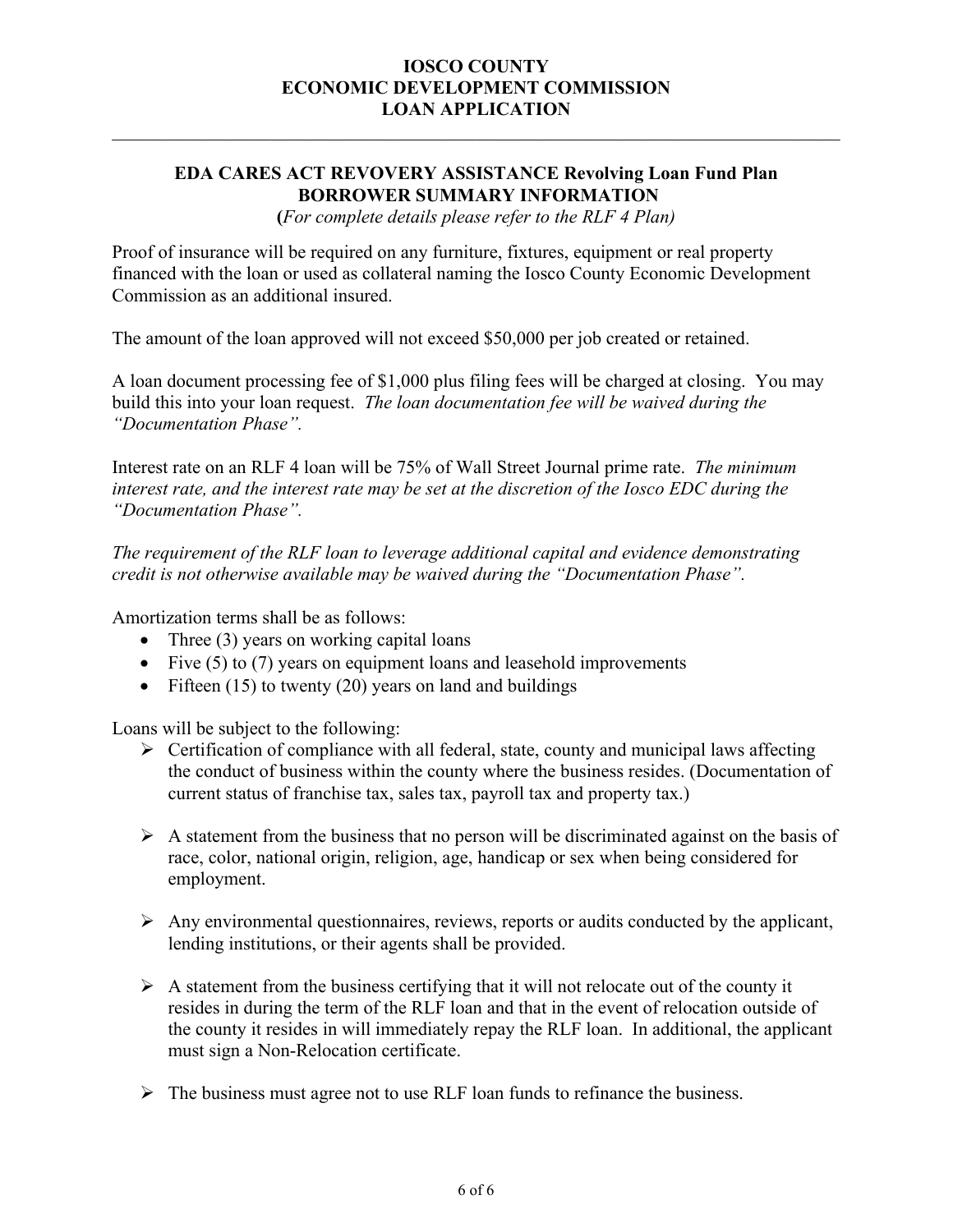**IOSCO COUNTY**
**ECONOMIC DEVELOPMENT COMMISSION**
**LOAN APPLICATION**

---

## EDA CARES ACT REVOVERY ASSISTANCE Revolving Loan Fund Plan
## BORROWER SUMMARY INFORMATION

**(***For complete details please refer to the RLF 4 Plan)*

Proof of insurance will be required on any furniture, fixtures, equipment or real property financed with the loan or used as collateral naming the Iosco County Economic Development Commission as an additional insured.

The amount of the loan approved will not exceed $50,000 per job created or retained.

A loan document processing fee of $1,000 plus filing fees will be charged at closing. You may build this into your loan request. *The loan documentation fee will be waived during the "Documentation Phase".*

Interest rate on an RLF 4 loan will be 75% of Wall Street Journal prime rate. *The minimum interest rate, and the interest rate may be set at the discretion of the Iosco EDC during the "Documentation Phase".*

*The requirement of the RLF loan to leverage additional capital and evidence demonstrating credit is not otherwise available may be waived during the "Documentation Phase".*

Amortization terms shall be as follows:

- Three (3) years on working capital loans
- Five (5) to (7) years on equipment loans and leasehold improvements
- Fifteen (15) to twenty (20) years on land and buildings

Loans will be subject to the following:

- Certification of compliance with all federal, state, county and municipal laws affecting the conduct of business within the county where the business resides. (Documentation of current status of franchise tax, sales tax, payroll tax and property tax.)
- A statement from the business that no person will be discriminated against on the basis of race, color, national origin, religion, age, handicap or sex when being considered for employment.
- Any environmental questionnaires, reviews, reports or audits conducted by the applicant, lending institutions, or their agents shall be provided.
- A statement from the business certifying that it will not relocate out of the county it resides in during the term of the RLF loan and that in the event of relocation outside of the county it resides in will immediately repay the RLF loan. In additional, the applicant must sign a Non-Relocation certificate.
- The business must agree not to use RLF loan funds to refinance the business.